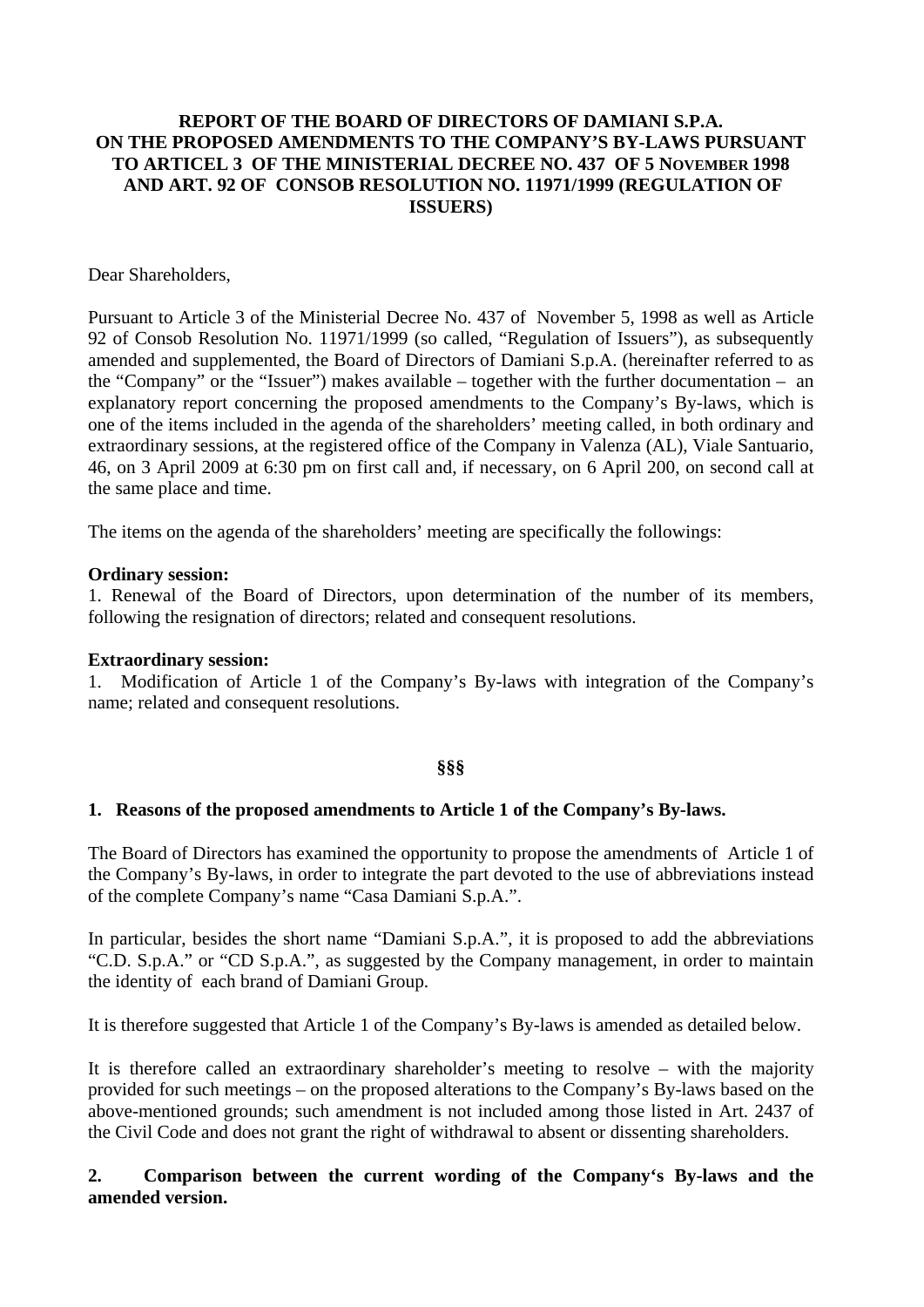**REPORT OF THE BOARD OF DIRECTORS OF DAMIANI S.P.A. ON THE PROPOSED AMENDMENTS TO THE COMPANY'S BY-LAWS PURSUANT TO ARTICEL 3 OF THE MINISTERIAL DECREE NO. 437 OF 5 NOVEMBER 1998 AND ART. 92 OF CONSOB RESOLUTION NO. 11971/1999 (REGULATION OF ISSUERS)**

Dear Shareholders,

Pursuant to Article 3 of the Ministerial Decree No. 437 of November 5, 1998 as well as Article 92 of Consob Resolution No. 11971/1999 (so called, "Regulation of Issuers"), as subsequently amended and supplemented, the Board of Directors of Damiani S.p.A. (hereinafter referred to as the "Company" or the "Issuer") makes available – together with the further documentation – an explanatory report concerning the proposed amendments to the Company's By-laws, which is one of the items included in the agenda of the shareholders' meeting called, in both ordinary and extraordinary sessions, at the registered office of the Company in Valenza (AL), Viale Santuario, 46, on 3 April 2009 at 6:30 pm on first call and, if necessary, on 6 April 200, on second call at the same place and time.

The items on the agenda of the shareholders' meeting are specifically the followings:

**Ordinary session:**
1. Renewal of the Board of Directors, upon determination of the number of its members, following the resignation of directors; related and consequent resolutions.

**Extraordinary session:**
1. Modification of Article 1 of the Company's By-laws with integration of the Company's name; related and consequent resolutions.

**§§§**

**1. Reasons of the proposed amendments to Article 1 of the Company's By-laws.**

The Board of Directors has examined the opportunity to propose the amendments of Article 1 of the Company's By-laws, in order to integrate the part devoted to the use of abbreviations instead of the complete Company's name "Casa Damiani S.p.A.".

In particular, besides the short name "Damiani S.p.A.", it is proposed to add the abbreviations "C.D. S.p.A." or "CD S.p.A.", as suggested by the Company management, in order to maintain the identity of each brand of Damiani Group.

It is therefore suggested that Article 1 of the Company's By-laws is amended as detailed below.

It is therefore called an extraordinary shareholder's meeting to resolve – with the majority provided for such meetings – on the proposed alterations to the Company's By-laws based on the above-mentioned grounds; such amendment is not included among those listed in Art. 2437 of the Civil Code and does not grant the right of withdrawal to absent or dissenting shareholders.

**2. Comparison between the current wording of the Company's By-laws and the amended version.**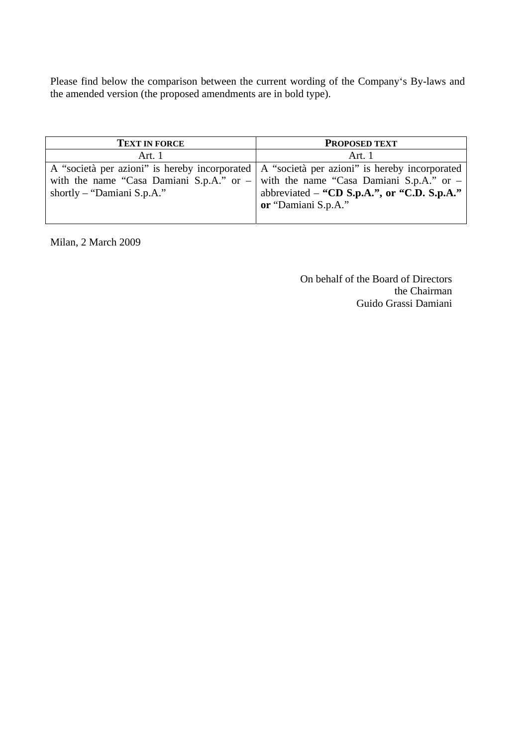Please find below the comparison between the current wording of the Company's By-laws and the amended version (the proposed amendments are in bold type).

| **TEXT IN FORCE** | **PROPOSED TEXT** |
|---|---|
| Art. 1 | Art. 1 |
| A "società per azioni" is hereby incorporated with the name "Casa Damiani S.p.A." or – shortly – "Damiani S.p.A." | A "società per azioni" is hereby incorporated with the name "Casa Damiani S.p.A." or – abbreviated – **"CD S.p.A.", or "C.D. S.p.A." or** "Damiani S.p.A." |

Milan, 2 March 2009

On behalf of the Board of Directors
the Chairman
Guido Grassi Damiani